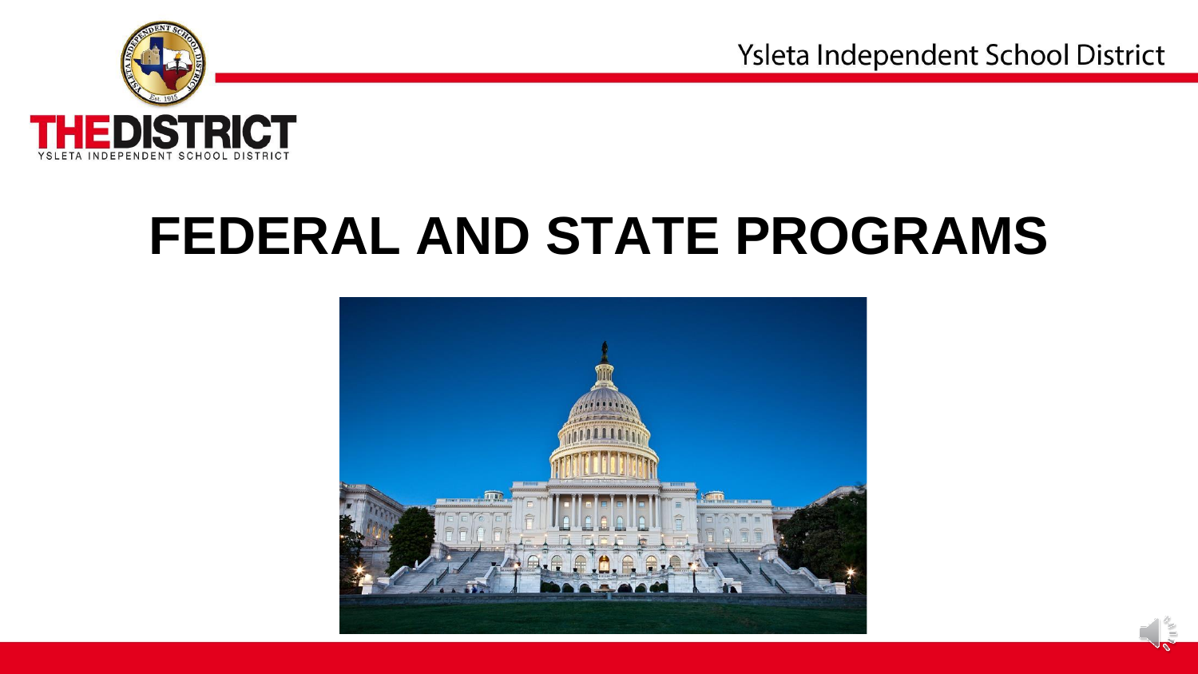Ysleta Independent School District

THEDISTRICT
YSLETA INDEPENDENT SCHOOL DISTRICT

# FEDERAL AND STATE PROGRAMS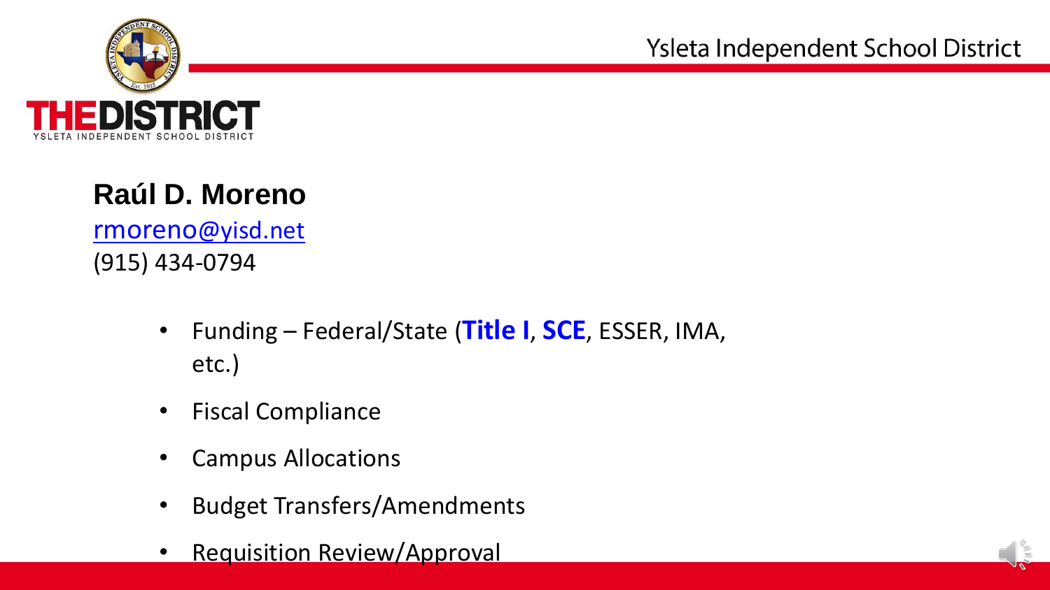**Raúl D. Moreno**

rmoreno@yisd.net

(915) 434-0794

- Funding – Federal/State (**Title I**, **SCE**, ESSER, IMA, etc.)
- Fiscal Compliance
- Campus Allocations
- Budget Transfers/Amendments
- Requisition Review/Approval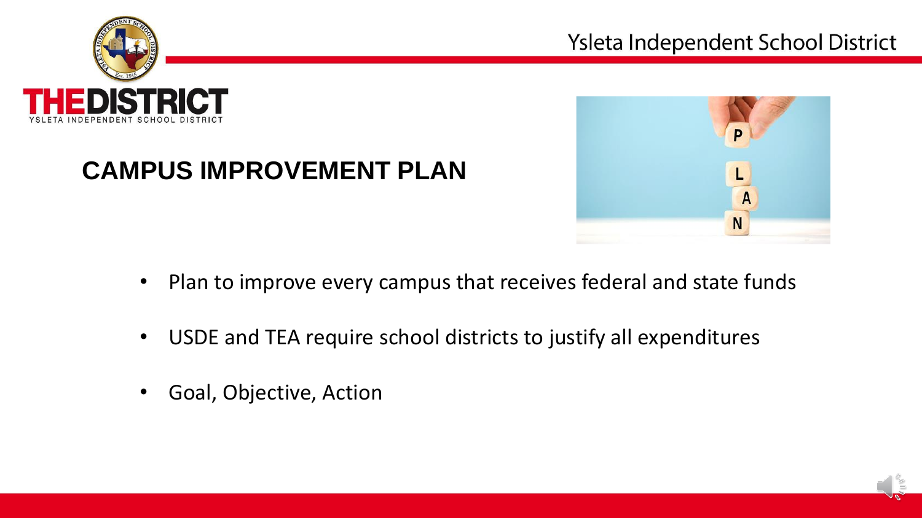# CAMPUS IMPROVEMENT PLAN

- Plan to improve every campus that receives federal and state funds
- USDE and TEA require school districts to justify all expenditures
- Goal, Objective, Action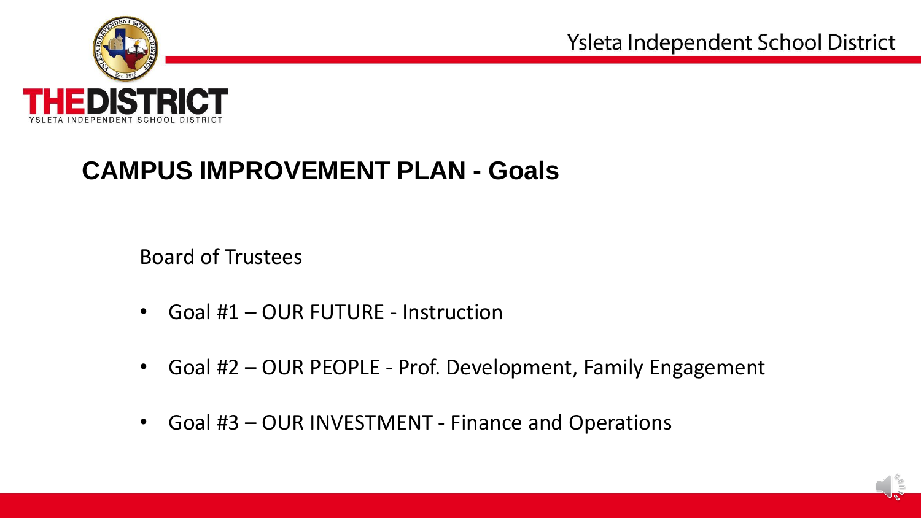## CAMPUS IMPROVEMENT PLAN - Goals

Board of Trustees

- Goal #1 – OUR FUTURE - Instruction
- Goal #2 – OUR PEOPLE - Prof. Development, Family Engagement
- Goal #3 – OUR INVESTMENT - Finance and Operations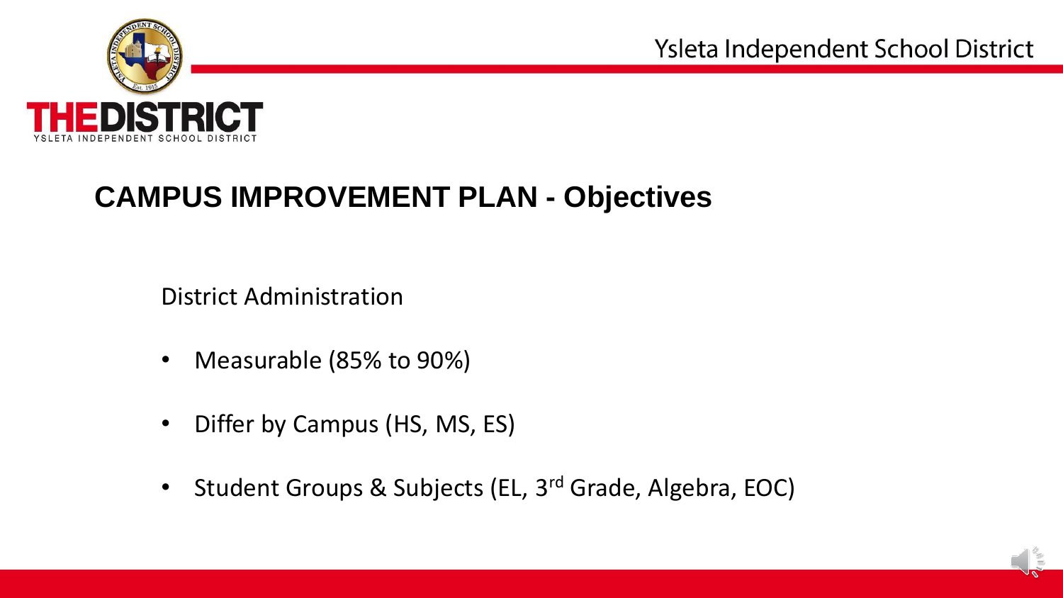# CAMPUS IMPROVEMENT PLAN - Objectives

District Administration

- Measurable (85% to 90%)
- Differ by Campus (HS, MS, ES)
- Student Groups & Subjects (EL, 3rd Grade, Algebra, EOC)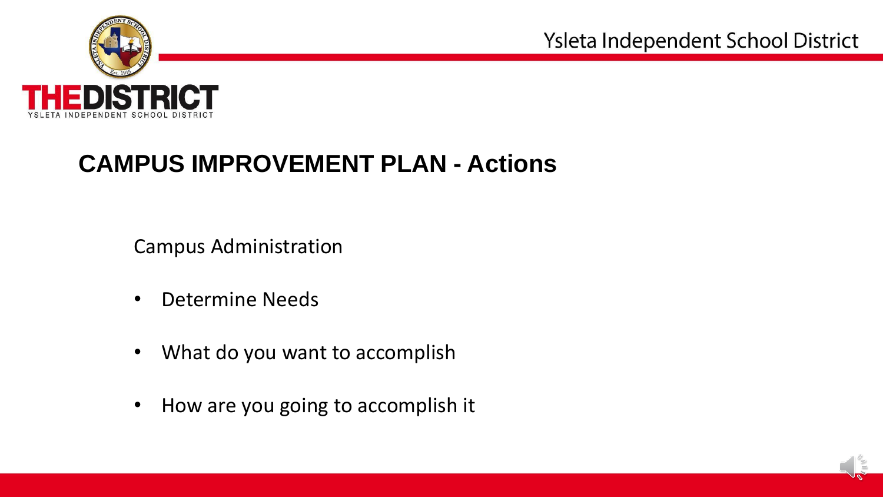# CAMPUS IMPROVEMENT PLAN - Actions

Campus Administration

- Determine Needs
- What do you want to accomplish
- How are you going to accomplish it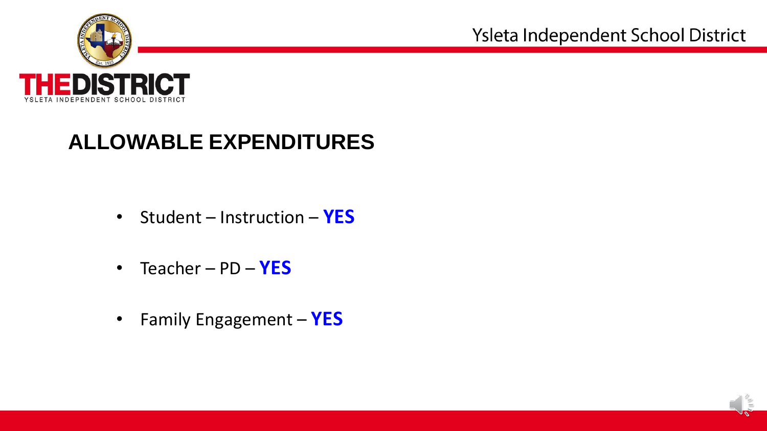## ALLOWABLE EXPENDITURES

- Student – Instruction – **YES**
- Teacher – PD – **YES**
- Family Engagement – **YES**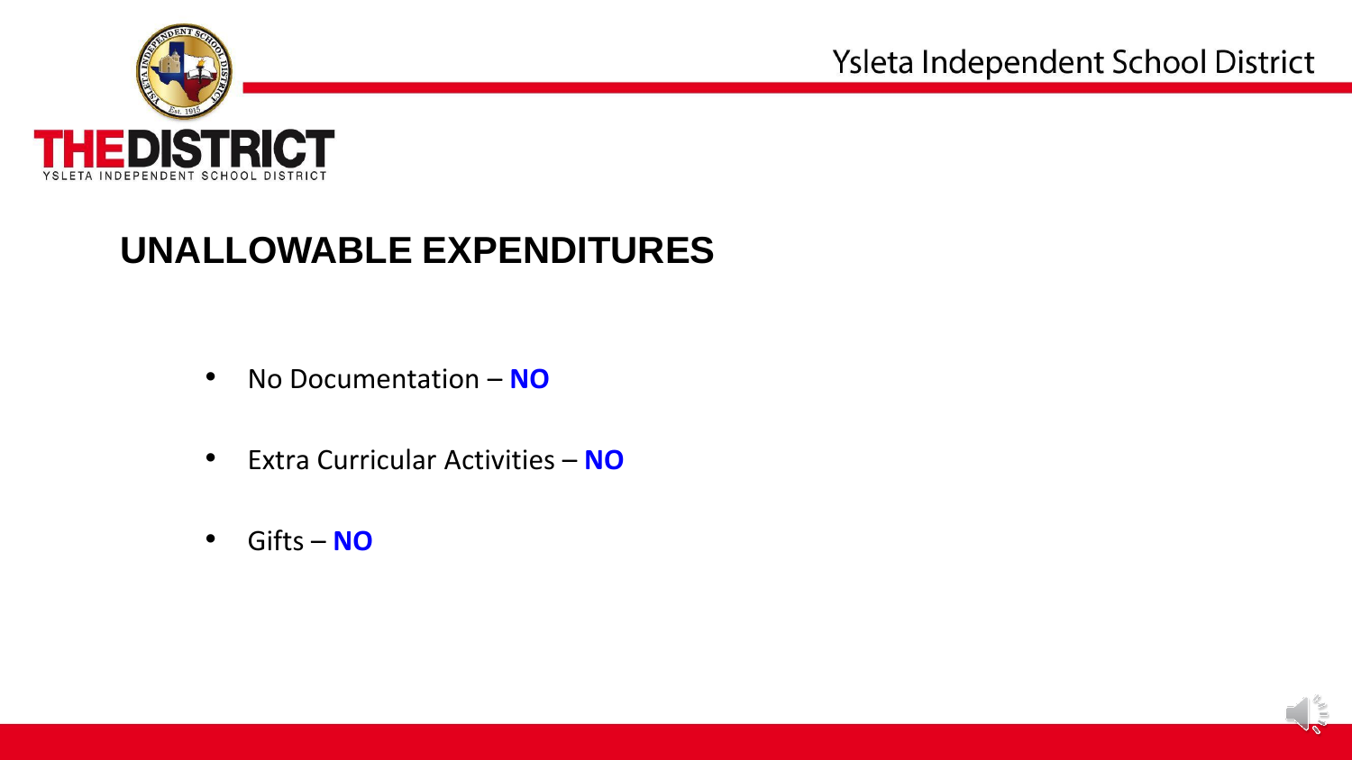## UNALLOWABLE EXPENDITURES

- No Documentation – **NO**
- Extra Curricular Activities – **NO**
- Gifts – **NO**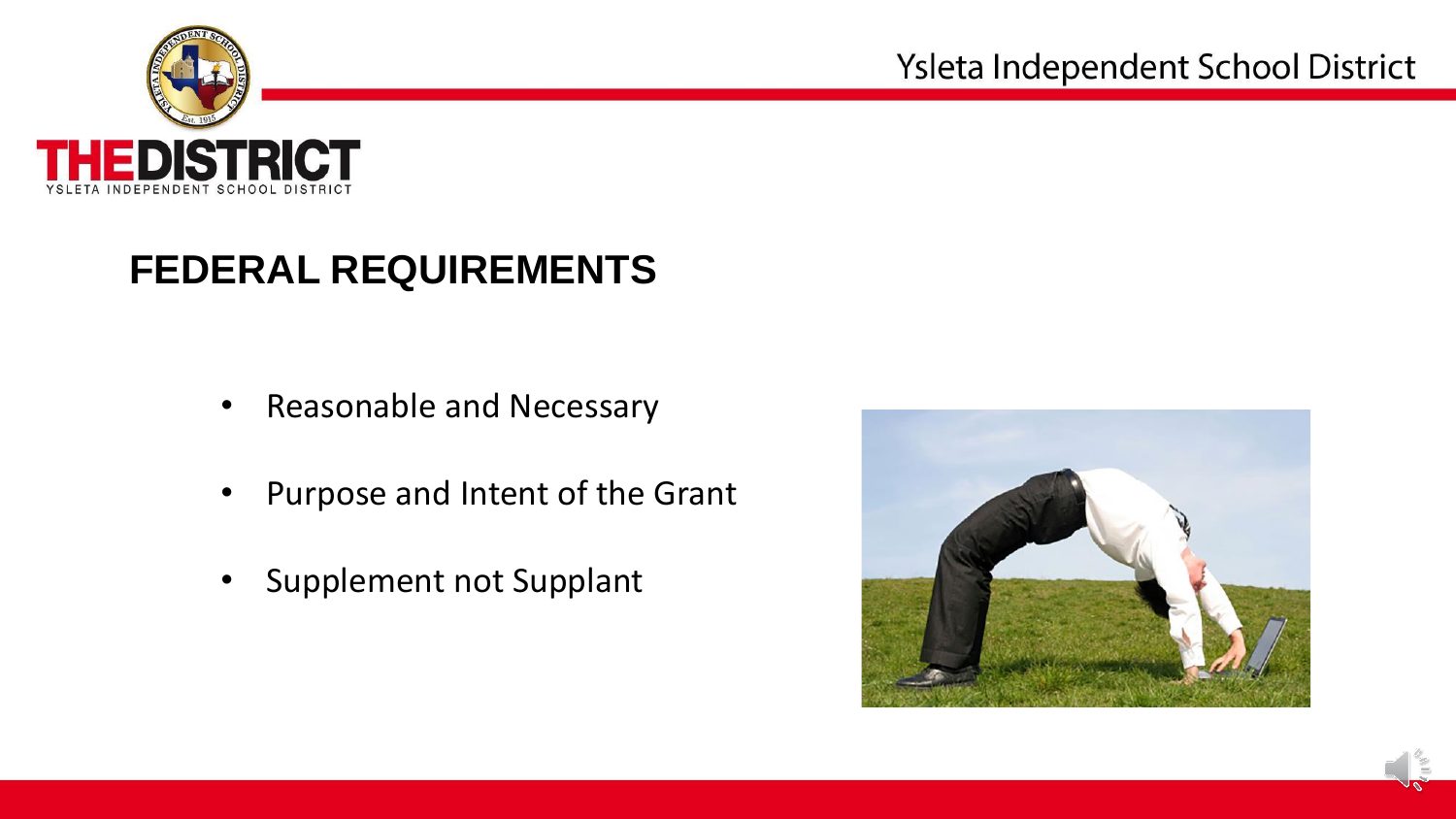## FEDERAL REQUIREMENTS

- Reasonable and Necessary
- Purpose and Intent of the Grant
- Supplement not Supplant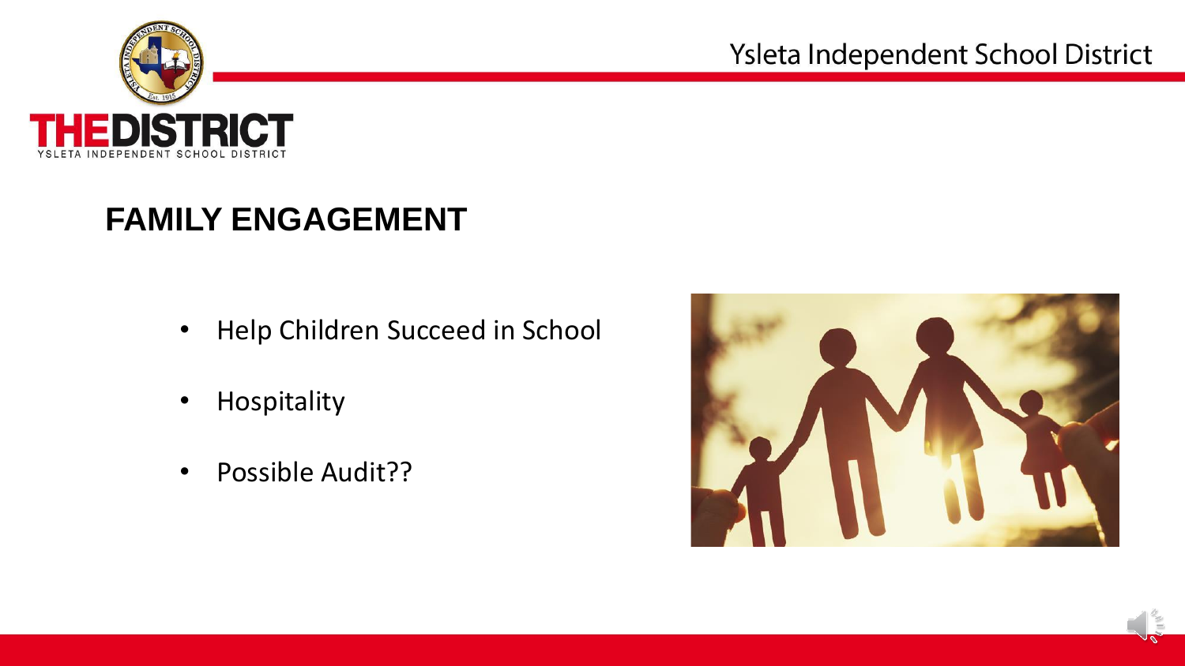# FAMILY ENGAGEMENT

- Help Children Succeed in School
- Hospitality
- Possible Audit??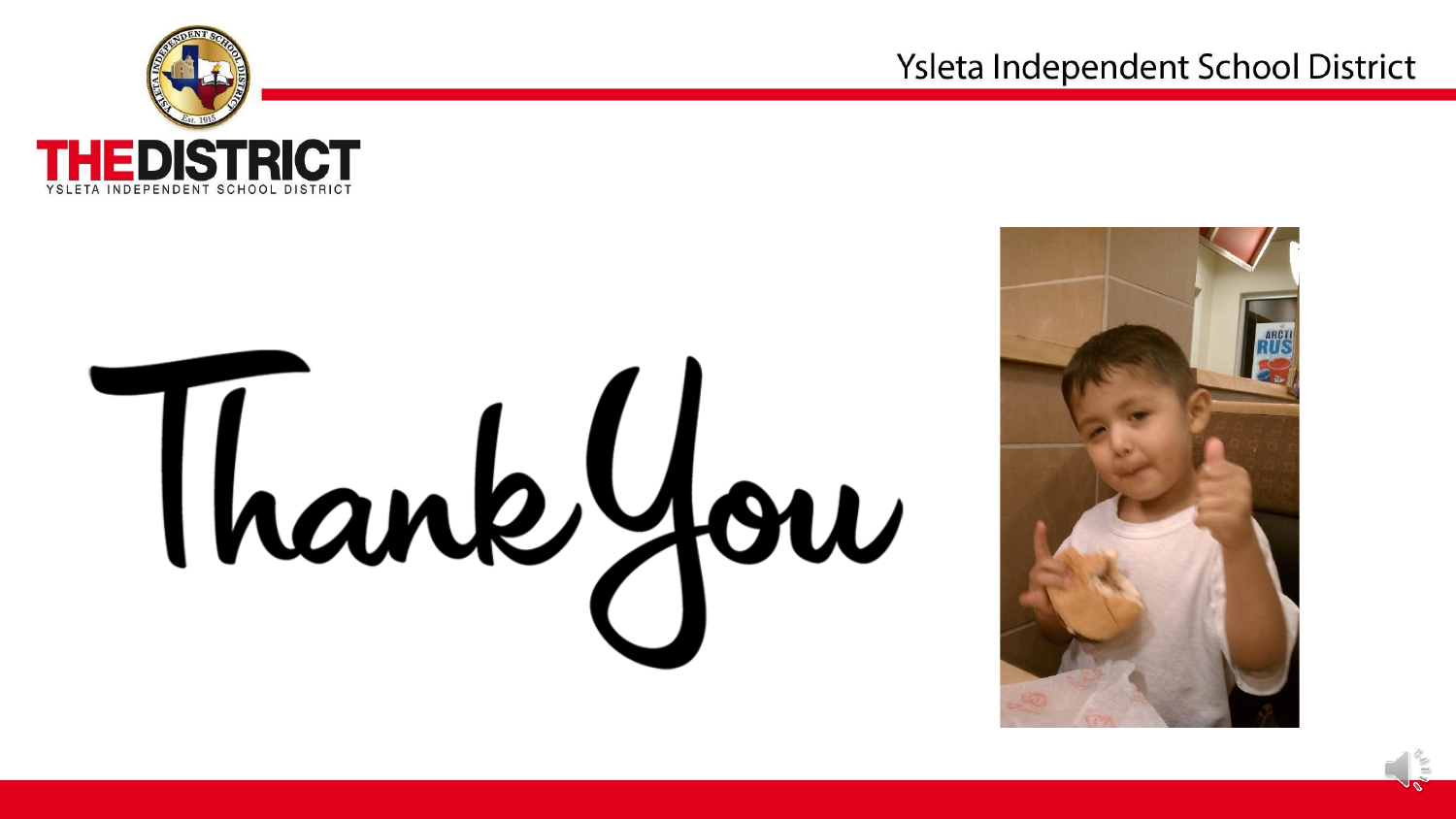# Thank You